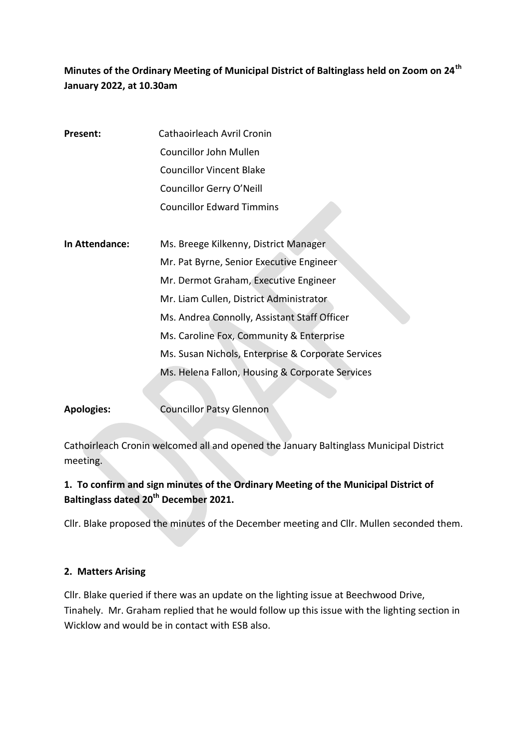**Minutes of the Ordinary Meeting of Municipal District of Baltinglass held on Zoom on 24th January 2022, at 10.30am**

**Present:** Cathaoirleach Avril Cronin
Councillor John Mullen
Councillor Vincent Blake
Councillor Gerry O'Neill
Councillor Edward Timmins

**In Attendance:** Ms. Breege Kilkenny, District Manager
Mr. Pat Byrne, Senior Executive Engineer
Mr. Dermot Graham, Executive Engineer
Mr. Liam Cullen, District Administrator
Ms. Andrea Connolly, Assistant Staff Officer
Ms. Caroline Fox, Community & Enterprise
Ms. Susan Nichols, Enterprise & Corporate Services
Ms. Helena Fallon, Housing & Corporate Services

**Apologies:** Councillor Patsy Glennon

Cathoirleach Cronin welcomed all and opened the January Baltinglass Municipal District meeting.

**1. To confirm and sign minutes of the Ordinary Meeting of the Municipal District of Baltinglass dated 20th December 2021.**

Cllr. Blake proposed the minutes of the December meeting and Cllr. Mullen seconded them.

**2. Matters Arising**

Cllr. Blake queried if there was an update on the lighting issue at Beechwood Drive, Tinahely. Mr. Graham replied that he would follow up this issue with the lighting section in Wicklow and would be in contact with ESB also.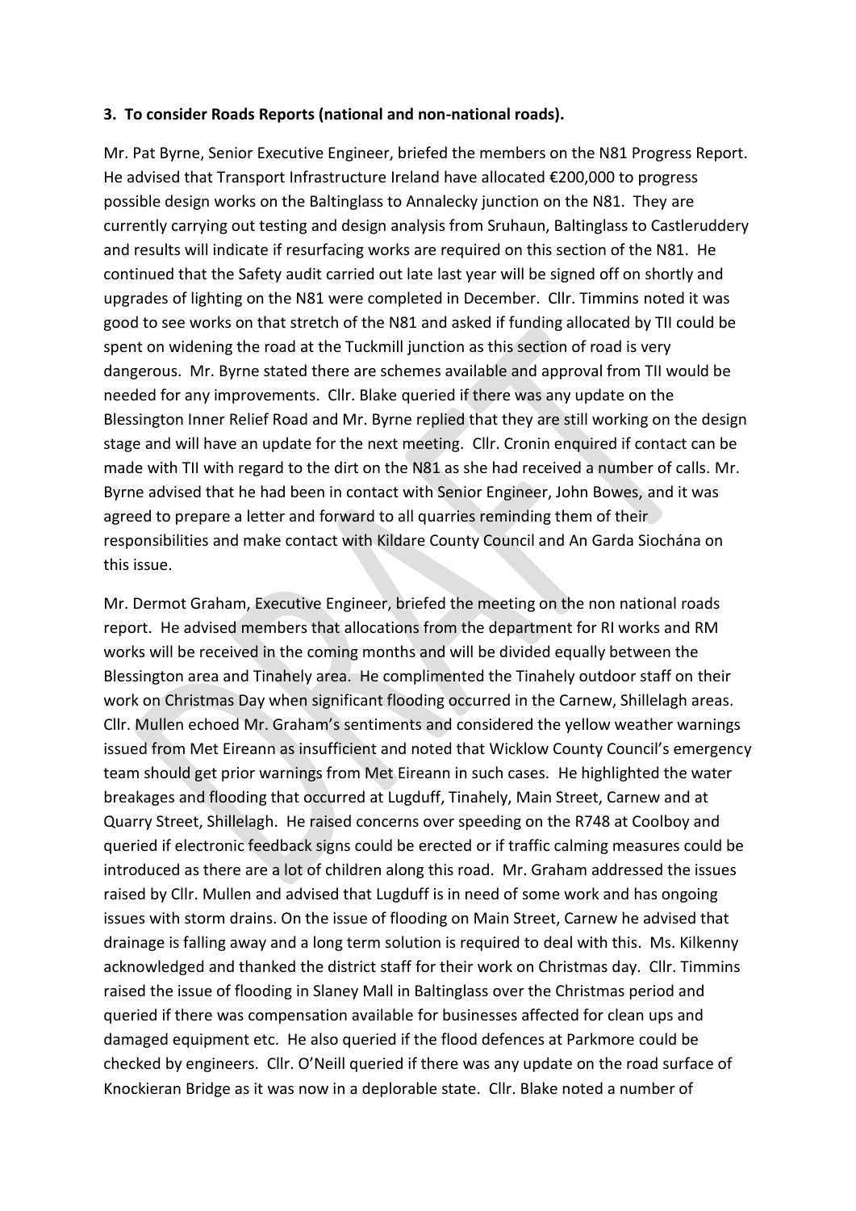**3. To consider Roads Reports (national and non-national roads).**

Mr. Pat Byrne, Senior Executive Engineer, briefed the members on the N81 Progress Report. He advised that Transport Infrastructure Ireland have allocated €200,000 to progress possible design works on the Baltinglass to Annalecky junction on the N81. They are currently carrying out testing and design analysis from Sruhaun, Baltinglass to Castleruddery and results will indicate if resurfacing works are required on this section of the N81. He continued that the Safety audit carried out late last year will be signed off on shortly and upgrades of lighting on the N81 were completed in December. Cllr. Timmins noted it was good to see works on that stretch of the N81 and asked if funding allocated by TII could be spent on widening the road at the Tuckmill junction as this section of road is very dangerous. Mr. Byrne stated there are schemes available and approval from TII would be needed for any improvements. Cllr. Blake queried if there was any update on the Blessington Inner Relief Road and Mr. Byrne replied that they are still working on the design stage and will have an update for the next meeting. Cllr. Cronin enquired if contact can be made with TII with regard to the dirt on the N81 as she had received a number of calls. Mr. Byrne advised that he had been in contact with Senior Engineer, John Bowes, and it was agreed to prepare a letter and forward to all quarries reminding them of their responsibilities and make contact with Kildare County Council and An Garda Siochána on this issue.

Mr. Dermot Graham, Executive Engineer, briefed the meeting on the non national roads report. He advised members that allocations from the department for RI works and RM works will be received in the coming months and will be divided equally between the Blessington area and Tinahely area. He complimented the Tinahely outdoor staff on their work on Christmas Day when significant flooding occurred in the Carnew, Shillelagh areas. Cllr. Mullen echoed Mr. Graham's sentiments and considered the yellow weather warnings issued from Met Eireann as insufficient and noted that Wicklow County Council's emergency team should get prior warnings from Met Eireann in such cases. He highlighted the water breakages and flooding that occurred at Lugduff, Tinahely, Main Street, Carnew and at Quarry Street, Shillelagh. He raised concerns over speeding on the R748 at Coolboy and queried if electronic feedback signs could be erected or if traffic calming measures could be introduced as there are a lot of children along this road. Mr. Graham addressed the issues raised by Cllr. Mullen and advised that Lugduff is in need of some work and has ongoing issues with storm drains. On the issue of flooding on Main Street, Carnew he advised that drainage is falling away and a long term solution is required to deal with this. Ms. Kilkenny acknowledged and thanked the district staff for their work on Christmas day. Cllr. Timmins raised the issue of flooding in Slaney Mall in Baltinglass over the Christmas period and queried if there was compensation available for businesses affected for clean ups and damaged equipment etc. He also queried if the flood defences at Parkmore could be checked by engineers. Cllr. O'Neill queried if there was any update on the road surface of Knockieran Bridge as it was now in a deplorable state. Cllr. Blake noted a number of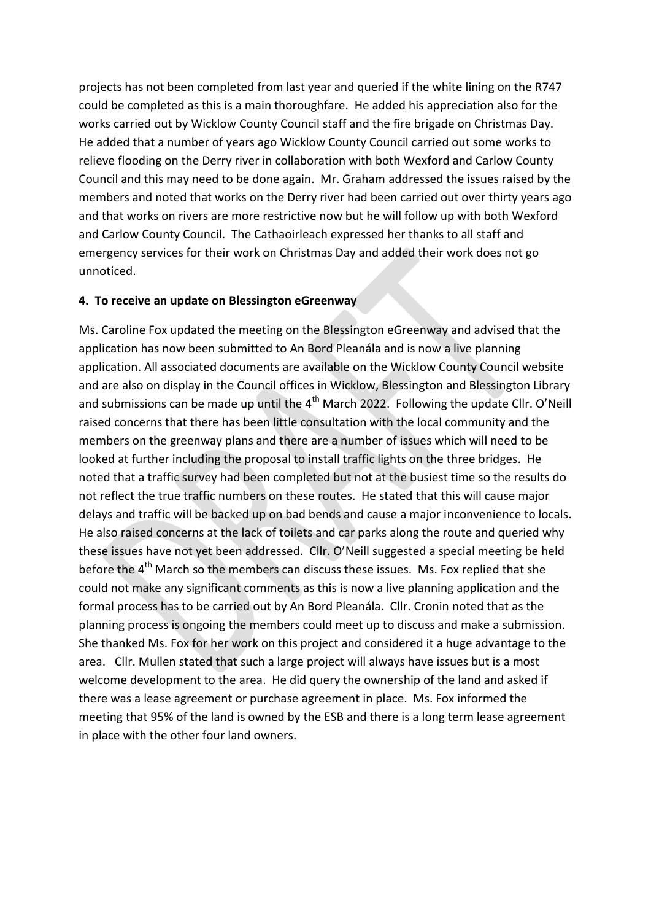projects has not been completed from last year and queried if the white lining on the R747 could be completed as this is a main thoroughfare. He added his appreciation also for the works carried out by Wicklow County Council staff and the fire brigade on Christmas Day. He added that a number of years ago Wicklow County Council carried out some works to relieve flooding on the Derry river in collaboration with both Wexford and Carlow County Council and this may need to be done again. Mr. Graham addressed the issues raised by the members and noted that works on the Derry river had been carried out over thirty years ago and that works on rivers are more restrictive now but he will follow up with both Wexford and Carlow County Council. The Cathaoirleach expressed her thanks to all staff and emergency services for their work on Christmas Day and added their work does not go unnoticed.

**4. To receive an update on Blessington eGreenway**

Ms. Caroline Fox updated the meeting on the Blessington eGreenway and advised that the application has now been submitted to An Bord Pleanála and is now a live planning application. All associated documents are available on the Wicklow County Council website and are also on display in the Council offices in Wicklow, Blessington and Blessington Library and submissions can be made up until the 4th March 2022. Following the update Cllr. O'Neill raised concerns that there has been little consultation with the local community and the members on the greenway plans and there are a number of issues which will need to be looked at further including the proposal to install traffic lights on the three bridges. He noted that a traffic survey had been completed but not at the busiest time so the results do not reflect the true traffic numbers on these routes. He stated that this will cause major delays and traffic will be backed up on bad bends and cause a major inconvenience to locals. He also raised concerns at the lack of toilets and car parks along the route and queried why these issues have not yet been addressed. Cllr. O'Neill suggested a special meeting be held before the 4th March so the members can discuss these issues. Ms. Fox replied that she could not make any significant comments as this is now a live planning application and the formal process has to be carried out by An Bord Pleanála. Cllr. Cronin noted that as the planning process is ongoing the members could meet up to discuss and make a submission. She thanked Ms. Fox for her work on this project and considered it a huge advantage to the area. Cllr. Mullen stated that such a large project will always have issues but is a most welcome development to the area. He did query the ownership of the land and asked if there was a lease agreement or purchase agreement in place. Ms. Fox informed the meeting that 95% of the land is owned by the ESB and there is a long term lease agreement in place with the other four land owners.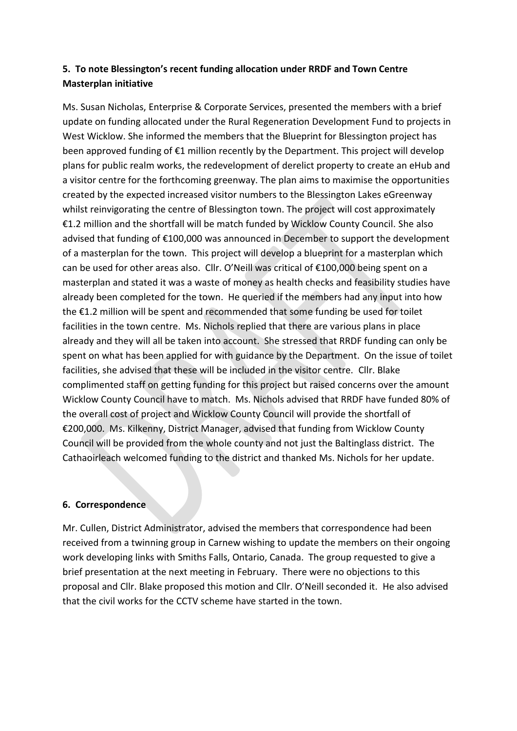### 5. To note Blessington's recent funding allocation under RRDF and Town Centre Masterplan initiative

Ms. Susan Nicholas, Enterprise & Corporate Services, presented the members with a brief update on funding allocated under the Rural Regeneration Development Fund to projects in West Wicklow. She informed the members that the Blueprint for Blessington project has been approved funding of €1 million recently by the Department. This project will develop plans for public realm works, the redevelopment of derelict property to create an eHub and a visitor centre for the forthcoming greenway. The plan aims to maximise the opportunities created by the expected increased visitor numbers to the Blessington Lakes eGreenway whilst reinvigorating the centre of Blessington town. The project will cost approximately €1.2 million and the shortfall will be match funded by Wicklow County Council. She also advised that funding of €100,000 was announced in December to support the development of a masterplan for the town. This project will develop a blueprint for a masterplan which can be used for other areas also. Cllr. O'Neill was critical of €100,000 being spent on a masterplan and stated it was a waste of money as health checks and feasibility studies have already been completed for the town. He queried if the members had any input into how the €1.2 million will be spent and recommended that some funding be used for toilet facilities in the town centre. Ms. Nichols replied that there are various plans in place already and they will all be taken into account. She stressed that RRDF funding can only be spent on what has been applied for with guidance by the Department. On the issue of toilet facilities, she advised that these will be included in the visitor centre. Cllr. Blake complimented staff on getting funding for this project but raised concerns over the amount Wicklow County Council have to match. Ms. Nichols advised that RRDF have funded 80% of the overall cost of project and Wicklow County Council will provide the shortfall of €200,000. Ms. Kilkenny, District Manager, advised that funding from Wicklow County Council will be provided from the whole county and not just the Baltinglass district. The Cathaoirleach welcomed funding to the district and thanked Ms. Nichols for her update.

### 6. Correspondence

Mr. Cullen, District Administrator, advised the members that correspondence had been received from a twinning group in Carnew wishing to update the members on their ongoing work developing links with Smiths Falls, Ontario, Canada. The group requested to give a brief presentation at the next meeting in February. There were no objections to this proposal and Cllr. Blake proposed this motion and Cllr. O'Neill seconded it. He also advised that the civil works for the CCTV scheme have started in the town.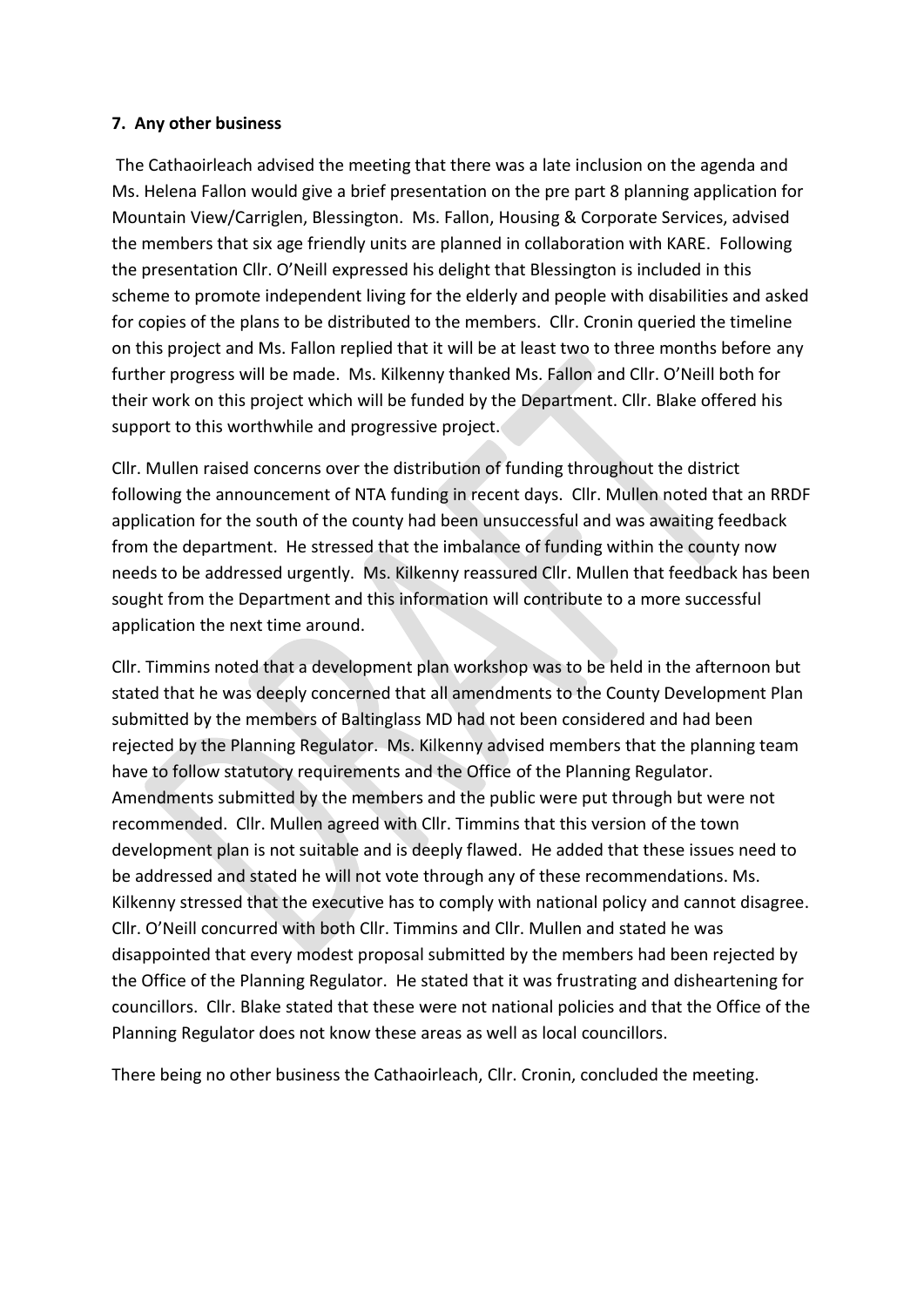**7. Any other business**

The Cathaoirleach advised the meeting that there was a late inclusion on the agenda and Ms. Helena Fallon would give a brief presentation on the pre part 8 planning application for Mountain View/Carriglen, Blessington. Ms. Fallon, Housing & Corporate Services, advised the members that six age friendly units are planned in collaboration with KARE. Following the presentation Cllr. O'Neill expressed his delight that Blessington is included in this scheme to promote independent living for the elderly and people with disabilities and asked for copies of the plans to be distributed to the members. Cllr. Cronin queried the timeline on this project and Ms. Fallon replied that it will be at least two to three months before any further progress will be made. Ms. Kilkenny thanked Ms. Fallon and Cllr. O'Neill both for their work on this project which will be funded by the Department. Cllr. Blake offered his support to this worthwhile and progressive project.

Cllr. Mullen raised concerns over the distribution of funding throughout the district following the announcement of NTA funding in recent days. Cllr. Mullen noted that an RRDF application for the south of the county had been unsuccessful and was awaiting feedback from the department. He stressed that the imbalance of funding within the county now needs to be addressed urgently. Ms. Kilkenny reassured Cllr. Mullen that feedback has been sought from the Department and this information will contribute to a more successful application the next time around.

Cllr. Timmins noted that a development plan workshop was to be held in the afternoon but stated that he was deeply concerned that all amendments to the County Development Plan submitted by the members of Baltinglass MD had not been considered and had been rejected by the Planning Regulator. Ms. Kilkenny advised members that the planning team have to follow statutory requirements and the Office of the Planning Regulator. Amendments submitted by the members and the public were put through but were not recommended. Cllr. Mullen agreed with Cllr. Timmins that this version of the town development plan is not suitable and is deeply flawed. He added that these issues need to be addressed and stated he will not vote through any of these recommendations. Ms. Kilkenny stressed that the executive has to comply with national policy and cannot disagree. Cllr. O'Neill concurred with both Cllr. Timmins and Cllr. Mullen and stated he was disappointed that every modest proposal submitted by the members had been rejected by the Office of the Planning Regulator. He stated that it was frustrating and disheartening for councillors. Cllr. Blake stated that these were not national policies and that the Office of the Planning Regulator does not know these areas as well as local councillors.

There being no other business the Cathaoirleach, Cllr. Cronin, concluded the meeting.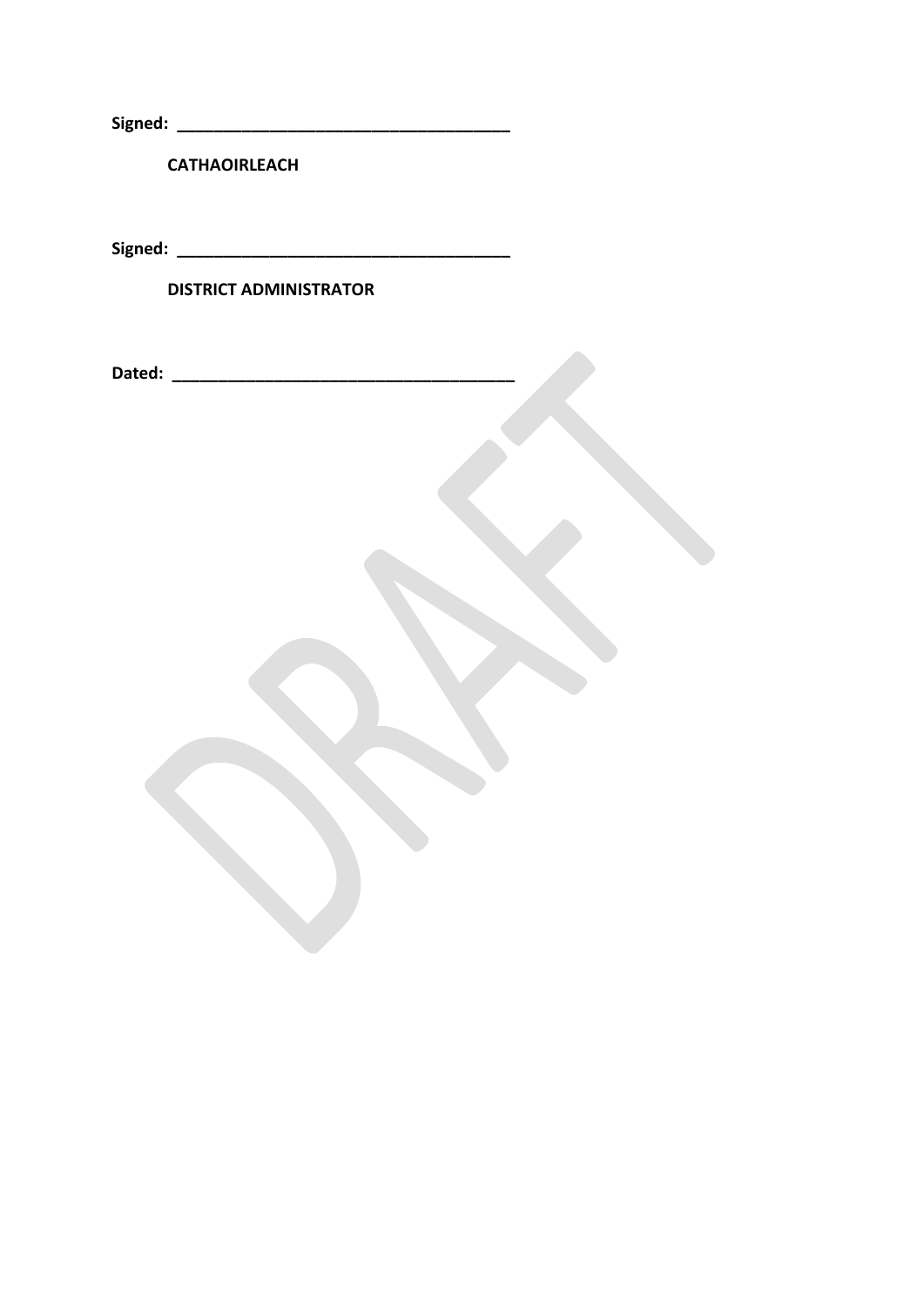**Signed: ____________________________________**

**CATHAOIRLEACH**

**Signed: ____________________________________**

**DISTRICT ADMINISTRATOR**

**Dated: _____________________________________**

DRAFT